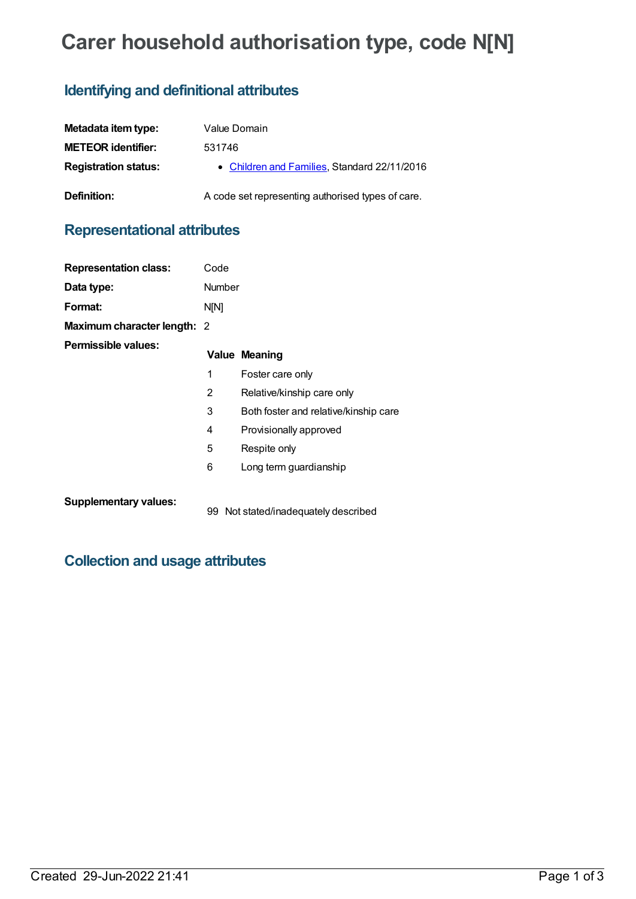# Carer household authorisation type, code N[N]

## Identifying and definitional attributes

| | |
|---|---|
| **Metadata item type:** | Value Domain |
| **METEOR identifier:** | 531746 |
| **Registration status:** | • Children and Families, Standard 22/11/2016 |
| **Definition:** | A code set representing authorised types of care. |

## Representational attributes

| | |
|---|---|
| **Representation class:** | Code |
| **Data type:** | Number |
| **Format:** | N[N] |
| **Maximum character length:** | 2 |

**Permissible values:**

| Value | Meaning |
|---|---|
| 1 | Foster care only |
| 2 | Relative/kinship care only |
| 3 | Both foster and relative/kinship care |
| 4 | Provisionally approved |
| 5 | Respite only |
| 6 | Long term guardianship |

**Supplementary values:**

| Value | Meaning |
|---|---|
| 99 | Not stated/inadequately described |

## Collection and usage attributes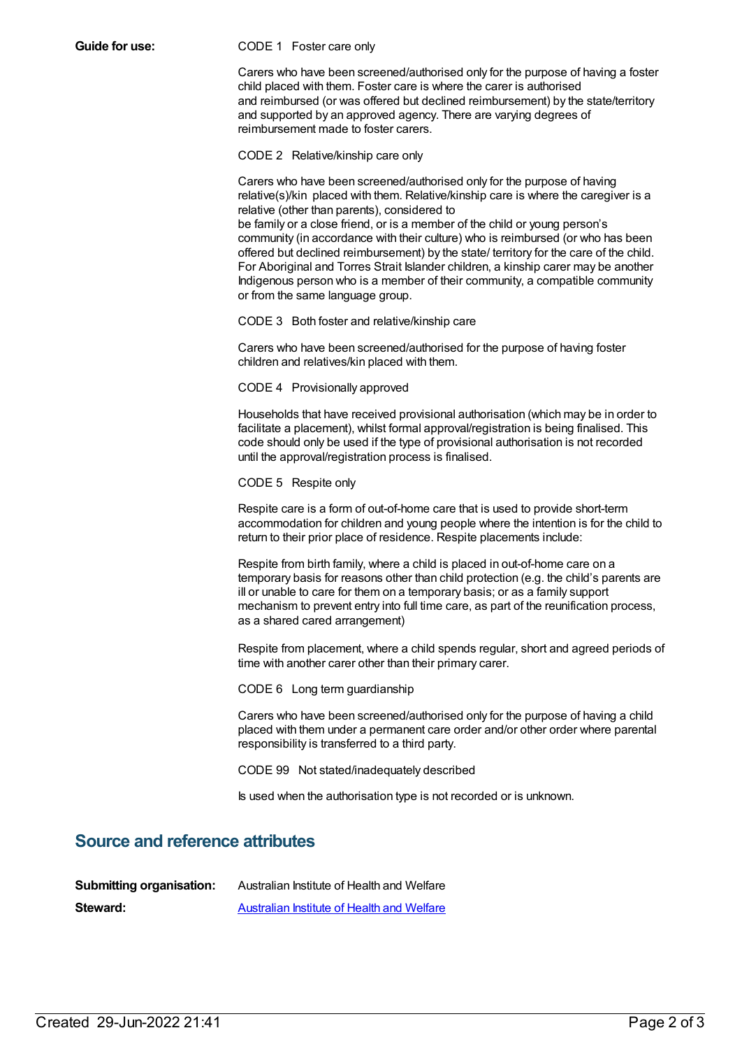**Guide for use:**

CODE 1 Foster care only

Carers who have been screened/authorised only for the purpose of having a foster child placed with them. Foster care is where the carer is authorised and reimbursed (or was offered but declined reimbursement) by the state/territory and supported by an approved agency. There are varying degrees of reimbursement made to foster carers.

CODE 2 Relative/kinship care only

Carers who have been screened/authorised only for the purpose of having relative(s)/kin placed with them. Relative/kinship care is where the caregiver is a relative (other than parents), considered to be family or a close friend, or is a member of the child or young person's community (in accordance with their culture) who is reimbursed (or who has been offered but declined reimbursement) by the state/ territory for the care of the child. For Aboriginal and Torres Strait Islander children, a kinship carer may be another Indigenous person who is a member of their community, a compatible community or from the same language group.

CODE 3 Both foster and relative/kinship care

Carers who have been screened/authorised for the purpose of having foster children and relatives/kin placed with them.

CODE 4 Provisionally approved

Households that have received provisional authorisation (which may be in order to facilitate a placement), whilst formal approval/registration is being finalised. This code should only be used if the type of provisional authorisation is not recorded until the approval/registration process is finalised.

CODE 5 Respite only

Respite care is a form of out-of-home care that is used to provide short-term accommodation for children and young people where the intention is for the child to return to their prior place of residence. Respite placements include:

Respite from birth family, where a child is placed in out-of-home care on a temporary basis for reasons other than child protection (e.g. the child's parents are ill or unable to care for them on a temporary basis; or as a family support mechanism to prevent entry into full time care, as part of the reunification process, as a shared cared arrangement)

Respite from placement, where a child spends regular, short and agreed periods of time with another carer other than their primary carer.

CODE 6 Long term guardianship

Carers who have been screened/authorised only for the purpose of having a child placed with them under a permanent care order and/or other order where parental responsibility is transferred to a third party.

CODE 99 Not stated/inadequately described

Is used when the authorisation type is not recorded or is unknown.

## Source and reference attributes

**Submitting organisation:** Australian Institute of Health and Welfare

**Steward:** Australian Institute of Health and Welfare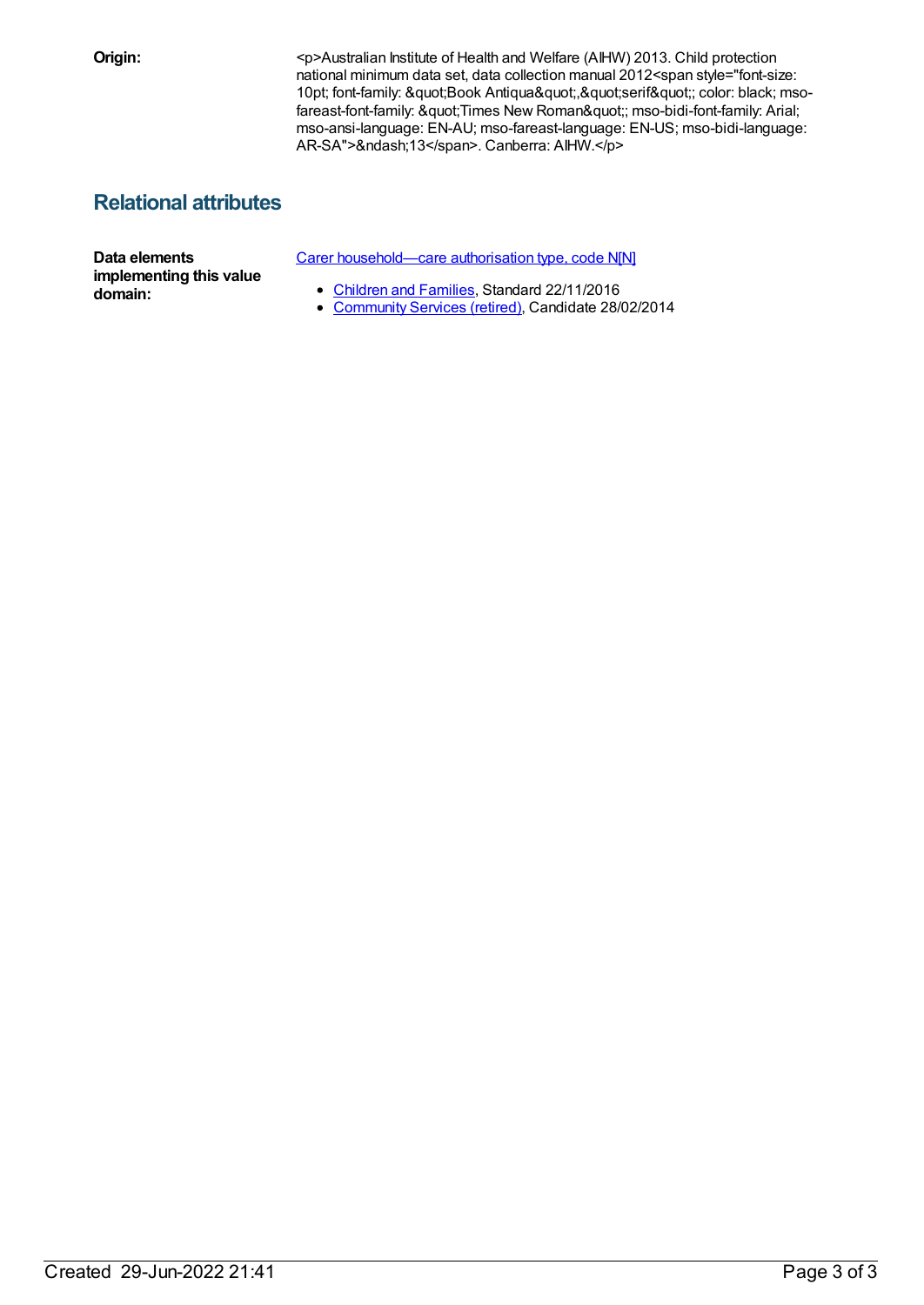**Origin:** <p>Australian Institute of Health and Welfare (AIHW) 2013. Child protection national minimum data set, data collection manual 2012<span style="font-size: 10pt; font-family: &quot;Book Antiqua&quot;,&quot;serif&quot;; color: black; mso-fareast-font-family: &quot;Times New Roman&quot;; mso-bidi-font-family: Arial; mso-ansi-language: EN-AU; mso-fareast-language: EN-US; mso-bidi-language: AR-SA">&ndash;13</span>. Canberra: AIHW.</p>

## Relational attributes

**Data elements implementing this value domain:** Carer household—care authorisation type, code N[N]

- Children and Families, Standard 22/11/2016
- Community Services (retired), Candidate 28/02/2014